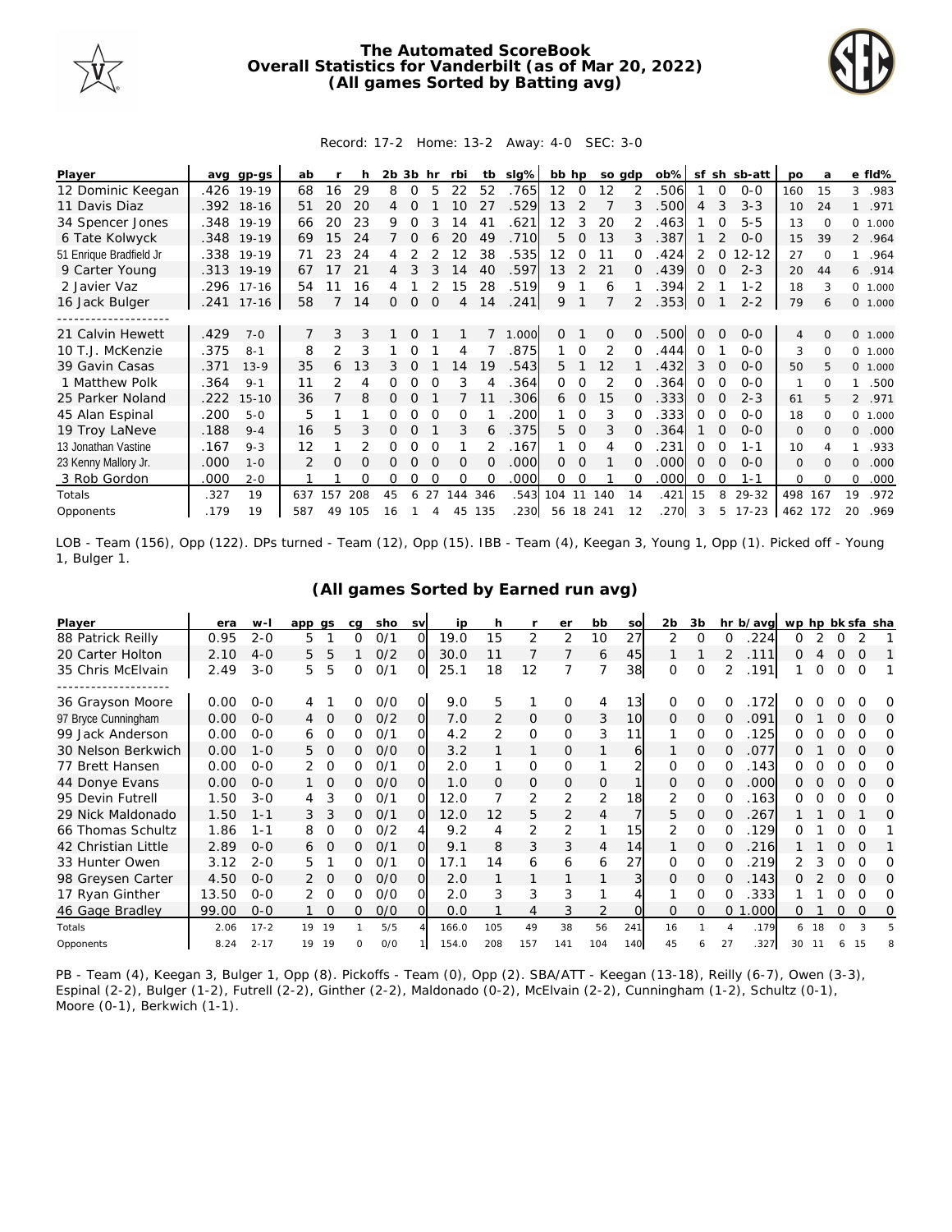# The Automated ScoreBook
## Overall Statistics for Vanderbilt (as of Mar 20, 2022)
### (All games Sorted by Batting avg)

Record: 17-2 Home: 13-2 Away: 4-0 SEC: 3-0

| Player | avg | gp-gs | ab | r | h | 2b | 3b | hr | rbi | tb | slg% | bb | hp | so | gdp | ob% | sf | sh | sb-att | po | a | e | fld% |
|---|---|---|---|---|---|---|---|---|---|---|---|---|---|---|---|---|---|---|---|---|---|---|---|
| 12 Dominic Keegan | .426 | 19-19 | 68 | 16 | 29 | 8 | 0 | 5 | 22 | 52 | .765 | 12 | 0 | 12 | 2 | .506 | 1 | 0 | 0-0 | 160 | 15 | 3 | .983 |
| 11 Davis Diaz | .392 | 18-16 | 51 | 20 | 20 | 4 | 0 | 1 | 10 | 27 | .529 | 13 | 2 | 7 | 3 | .500 | 4 | 3 | 3-3 | 10 | 24 | 1 | .971 |
| 34 Spencer Jones | .348 | 19-19 | 66 | 20 | 23 | 9 | 0 | 3 | 14 | 41 | .621 | 12 | 3 | 20 | 2 | .463 | 1 | 0 | 5-5 | 13 | 0 | 0 | 1.000 |
| 6 Tate Kolwyck | .348 | 19-19 | 69 | 15 | 24 | 7 | 0 | 6 | 20 | 49 | .710 | 5 | 0 | 13 | 3 | .387 | 1 | 2 | 0-0 | 15 | 39 | 2 | .964 |
| 51 Enrique Bradfield Jr | .338 | 19-19 | 71 | 23 | 24 | 4 | 2 | 2 | 12 | 38 | .535 | 12 | 0 | 11 | 0 | .424 | 2 | 0 | 12-12 | 27 | 0 | 1 | .964 |
| 9 Carter Young | .313 | 19-19 | 67 | 17 | 21 | 4 | 3 | 3 | 14 | 40 | .597 | 13 | 2 | 21 | 0 | .439 | 0 | 0 | 2-3 | 20 | 44 | 6 | .914 |
| 2 Javier Vaz | .296 | 17-16 | 54 | 11 | 16 | 4 | 1 | 2 | 15 | 28 | .519 | 9 | 1 | 6 | 1 | .394 | 2 | 1 | 1-2 | 18 | 3 | 0 | 1.000 |
| 16 Jack Bulger | .241 | 17-16 | 58 | 7 | 14 | 0 | 0 | 0 | 4 | 14 | .241 | 9 | 1 | 7 | 2 | .353 | 0 | 1 | 2-2 | 79 | 6 | 0 | 1.000 |
| 21 Calvin Hewett | .429 | 7-0 | 7 | 3 | 3 | 1 | 0 | 1 | 1 | 7 | 1.000 | 0 | 1 | 0 | 0 | .500 | 0 | 0 | 0-0 | 4 | 0 | 0 | 1.000 |
| 10 T.J. McKenzie | .375 | 8-1 | 8 | 2 | 3 | 1 | 0 | 1 | 4 | 7 | .875 | 1 | 0 | 2 | 0 | .444 | 0 | 1 | 0-0 | 3 | 0 | 0 | 1.000 |
| 39 Gavin Casas | .371 | 13-9 | 35 | 6 | 13 | 3 | 0 | 1 | 14 | 19 | .543 | 5 | 1 | 12 | 1 | .432 | 3 | 0 | 0-0 | 50 | 5 | 0 | 1.000 |
| 1 Matthew Polk | .364 | 9-1 | 11 | 2 | 4 | 0 | 0 | 0 | 3 | 4 | .364 | 0 | 0 | 2 | 0 | .364 | 0 | 0 | 0-0 | 1 | 0 | 1 | .500 |
| 25 Parker Noland | .222 | 15-10 | 36 | 7 | 8 | 0 | 0 | 1 | 7 | 11 | .306 | 6 | 0 | 15 | 0 | .333 | 0 | 0 | 2-3 | 61 | 5 | 2 | .971 |
| 45 Alan Espinal | .200 | 5-0 | 5 | 1 | 1 | 0 | 0 | 0 | 0 | 1 | .200 | 1 | 0 | 3 | 0 | .333 | 0 | 0 | 0-0 | 18 | 0 | 0 | 1.000 |
| 19 Troy LaNeve | .188 | 9-4 | 16 | 5 | 3 | 0 | 0 | 1 | 3 | 6 | .375 | 5 | 0 | 3 | 0 | .364 | 1 | 0 | 0-0 | 0 | 0 | 0 | .000 |
| 13 Jonathan Vastine | .167 | 9-3 | 12 | 1 | 2 | 0 | 0 | 0 | 1 | 2 | .167 | 1 | 0 | 4 | 0 | .231 | 0 | 0 | 1-1 | 10 | 4 | 1 | .933 |
| 23 Kenny Mallory Jr. | .000 | 1-0 | 2 | 0 | 0 | 0 | 0 | 0 | 0 | 0 | .000 | 0 | 0 | 1 | 0 | .000 | 0 | 0 | 0-0 | 0 | 0 | 0 | .000 |
| 3 Rob Gordon | .000 | 2-0 | 1 | 1 | 0 | 0 | 0 | 0 | 0 | 0 | .000 | 0 | 0 | 1 | 0 | .000 | 0 | 0 | 1-1 | 0 | 0 | 0 | .000 |
| Totals | .327 | 19 | 637 | 157 | 208 | 45 | 6 | 27 | 144 | 346 | .543 | 104 | 11 | 140 | 14 | .421 | 15 | 8 | 29-32 | 498 | 167 | 19 | .972 |
| Opponents | .179 | 19 | 587 | 49 | 105 | 16 | 1 | 4 | 45 | 135 | .230 | 56 | 18 | 241 | 12 | .270 | 3 | 5 | 17-23 | 462 | 172 | 20 | .969 |

LOB - Team (156), Opp (122). DPs turned - Team (12), Opp (15). IBB - Team (4), Keegan 3, Young 1, Opp (1). Picked off - Young 1, Bulger 1.

### (All games Sorted by Earned run avg)

| Player | era | w-l | app | gs | cg | sho | sv | ip | h | r | er | bb | so | 2b | 3b | hr | b/avg | wp | hp | bk | sfa | sha |
|---|---|---|---|---|---|---|---|---|---|---|---|---|---|---|---|---|---|---|---|---|---|---|
| 88 Patrick Reilly | 0.95 | 2-0 | 5 | 1 | 0 | 0/1 | 0 | 19.0 | 15 | 2 | 2 | 10 | 27 | 2 | 0 | 0 | .224 | 0 | 2 | 0 | 2 | 1 |
| 20 Carter Holton | 2.10 | 4-0 | 5 | 5 | 1 | 0/2 | 0 | 30.0 | 11 | 7 | 7 | 6 | 45 | 1 | 1 | 2 | .111 | 0 | 4 | 0 | 0 | 1 |
| 35 Chris McElvain | 2.49 | 3-0 | 5 | 5 | 0 | 0/1 | 0 | 25.1 | 18 | 12 | 7 | 7 | 38 | 0 | 0 | 2 | .191 | 1 | 0 | 0 | 0 | 1 |
| 36 Grayson Moore | 0.00 | 0-0 | 4 | 1 | 0 | 0/0 | 0 | 9.0 | 5 | 1 | 0 | 4 | 13 | 0 | 0 | 0 | .172 | 0 | 0 | 0 | 0 | 0 |
| 97 Bryce Cunningham | 0.00 | 0-0 | 4 | 0 | 0 | 0/2 | 0 | 7.0 | 2 | 0 | 0 | 3 | 10 | 0 | 0 | 0 | .091 | 0 | 1 | 0 | 0 | 0 |
| 99 Jack Anderson | 0.00 | 0-0 | 6 | 0 | 0 | 0/1 | 0 | 4.2 | 2 | 0 | 0 | 3 | 11 | 1 | 0 | 0 | .125 | 0 | 0 | 0 | 0 | 0 |
| 30 Nelson Berkwich | 0.00 | 1-0 | 5 | 0 | 0 | 0/0 | 0 | 3.2 | 1 | 1 | 0 | 1 | 6 | 1 | 0 | 0 | .077 | 0 | 1 | 0 | 0 | 0 |
| 77 Brett Hansen | 0.00 | 0-0 | 2 | 0 | 0 | 0/1 | 0 | 2.0 | 1 | 0 | 0 | 1 | 2 | 0 | 0 | 0 | .143 | 0 | 0 | 0 | 0 | 0 |
| 44 Donye Evans | 0.00 | 0-0 | 1 | 0 | 0 | 0/0 | 0 | 1.0 | 0 | 0 | 0 | 0 | 1 | 0 | 0 | 0 | .000 | 0 | 0 | 0 | 0 | 0 |
| 95 Devin Futrell | 1.50 | 3-0 | 4 | 3 | 0 | 0/1 | 0 | 12.0 | 7 | 2 | 2 | 2 | 18 | 2 | 0 | 0 | .163 | 0 | 0 | 0 | 0 | 0 |
| 29 Nick Maldonado | 1.50 | 1-1 | 3 | 3 | 0 | 0/1 | 0 | 12.0 | 12 | 5 | 2 | 4 | 7 | 5 | 0 | 0 | .267 | 1 | 1 | 0 | 1 | 0 |
| 66 Thomas Schultz | 1.86 | 1-1 | 8 | 0 | 0 | 0/2 | 4 | 9.2 | 4 | 2 | 2 | 1 | 15 | 2 | 0 | 0 | .129 | 0 | 1 | 0 | 0 | 1 |
| 42 Christian Little | 2.89 | 0-0 | 6 | 0 | 0 | 0/1 | 0 | 9.1 | 8 | 3 | 3 | 4 | 14 | 1 | 0 | 0 | .216 | 1 | 1 | 0 | 0 | 1 |
| 33 Hunter Owen | 3.12 | 2-0 | 5 | 1 | 0 | 0/1 | 0 | 17.1 | 14 | 6 | 6 | 6 | 27 | 0 | 0 | 0 | .219 | 2 | 3 | 0 | 0 | 0 |
| 98 Greysen Carter | 4.50 | 0-0 | 2 | 0 | 0 | 0/0 | 0 | 2.0 | 1 | 1 | 1 | 1 | 3 | 0 | 0 | 0 | .143 | 0 | 2 | 0 | 0 | 0 |
| 17 Ryan Ginther | 13.50 | 0-0 | 2 | 0 | 0 | 0/0 | 0 | 2.0 | 3 | 3 | 3 | 1 | 4 | 1 | 0 | 0 | .333 | 1 | 1 | 0 | 0 | 0 |
| 46 Gage Bradley | 99.00 | 0-0 | 1 | 0 | 0 | 0/0 | 0 | 0.0 | 1 | 4 | 3 | 2 | 0 | 0 | 0 | 0 | 1.000 | 0 | 1 | 0 | 0 | 0 |
| Totals | 2.06 | 17-2 | 19 | 19 | 1 | 5/5 | 4 | 166.0 | 105 | 49 | 38 | 56 | 241 | 16 | 1 | 4 | .179 | 6 | 18 | 0 | 3 | 5 |
| Opponents | 8.24 | 2-17 | 19 | 19 | 0 | 0/0 | 1 | 154.0 | 208 | 157 | 141 | 104 | 140 | 45 | 6 | 27 | .327 | 30 | 11 | 6 | 15 | 8 |

PB - Team (4), Keegan 3, Bulger 1, Opp (8). Pickoffs - Team (0), Opp (2). SBA/ATT - Keegan (13-18), Reilly (6-7), Owen (3-3), Espinal (2-2), Bulger (1-2), Futrell (2-2), Ginther (2-2), Maldonado (0-2), McElvain (2-2), Cunningham (1-2), Schultz (0-1), Moore (0-1), Berkwich (1-1).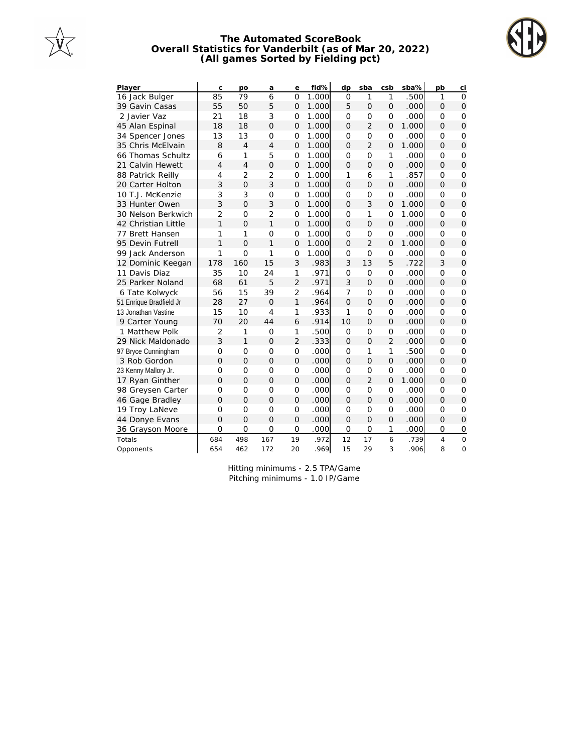# The Automated ScoreBook
## Overall Statistics for Vanderbilt (as of Mar 20, 2022)
### (All games Sorted by Fielding pct)

| Player | c | po | a | e | fld% | dp | sba | csb | sba% | pb | ci |
|---|---|---|---|---|---|---|---|---|---|---|---|
| 16 Jack Bulger | 85 | 79 | 6 | 0 | 1.000 | 0 | 1 | 1 | .500 | 1 | 0 |
| 39 Gavin Casas | 55 | 50 | 5 | 0 | 1.000 | 5 | 0 | 0 | .000 | 0 | 0 |
| 2 Javier Vaz | 21 | 18 | 3 | 0 | 1.000 | 0 | 0 | 0 | .000 | 0 | 0 |
| 45 Alan Espinal | 18 | 18 | 0 | 0 | 1.000 | 0 | 2 | 0 | 1.000 | 0 | 0 |
| 34 Spencer Jones | 13 | 13 | 0 | 0 | 1.000 | 0 | 0 | 0 | .000 | 0 | 0 |
| 35 Chris McElvain | 8 | 4 | 4 | 0 | 1.000 | 0 | 2 | 0 | 1.000 | 0 | 0 |
| 66 Thomas Schultz | 6 | 1 | 5 | 0 | 1.000 | 0 | 0 | 1 | .000 | 0 | 0 |
| 21 Calvin Hewett | 4 | 4 | 0 | 0 | 1.000 | 0 | 0 | 0 | .000 | 0 | 0 |
| 88 Patrick Reilly | 4 | 2 | 2 | 0 | 1.000 | 1 | 6 | 1 | .857 | 0 | 0 |
| 20 Carter Holton | 3 | 0 | 3 | 0 | 1.000 | 0 | 0 | 0 | .000 | 0 | 0 |
| 10 T.J. McKenzie | 3 | 3 | 0 | 0 | 1.000 | 0 | 0 | 0 | .000 | 0 | 0 |
| 33 Hunter Owen | 3 | 0 | 3 | 0 | 1.000 | 0 | 3 | 0 | 1.000 | 0 | 0 |
| 30 Nelson Berkwich | 2 | 0 | 2 | 0 | 1.000 | 0 | 1 | 0 | 1.000 | 0 | 0 |
| 42 Christian Little | 1 | 0 | 1 | 0 | 1.000 | 0 | 0 | 0 | .000 | 0 | 0 |
| 77 Brett Hansen | 1 | 1 | 0 | 0 | 1.000 | 0 | 0 | 0 | .000 | 0 | 0 |
| 95 Devin Futrell | 1 | 0 | 1 | 0 | 1.000 | 0 | 2 | 0 | 1.000 | 0 | 0 |
| 99 Jack Anderson | 1 | 0 | 1 | 0 | 1.000 | 0 | 0 | 0 | .000 | 0 | 0 |
| 12 Dominic Keegan | 178 | 160 | 15 | 3 | .983 | 3 | 13 | 5 | .722 | 3 | 0 |
| 11 Davis Diaz | 35 | 10 | 24 | 1 | .971 | 0 | 0 | 0 | .000 | 0 | 0 |
| 25 Parker Noland | 68 | 61 | 5 | 2 | .971 | 3 | 0 | 0 | .000 | 0 | 0 |
| 6 Tate Kolwyck | 56 | 15 | 39 | 2 | .964 | 7 | 0 | 0 | .000 | 0 | 0 |
| 51 Enrique Bradfield Jr | 28 | 27 | 0 | 1 | .964 | 0 | 0 | 0 | .000 | 0 | 0 |
| 13 Jonathan Vastine | 15 | 10 | 4 | 1 | .933 | 1 | 0 | 0 | .000 | 0 | 0 |
| 9 Carter Young | 70 | 20 | 44 | 6 | .914 | 10 | 0 | 0 | .000 | 0 | 0 |
| 1 Matthew Polk | 2 | 1 | 0 | 1 | .500 | 0 | 0 | 0 | .000 | 0 | 0 |
| 29 Nick Maldonado | 3 | 1 | 0 | 2 | .333 | 0 | 0 | 2 | .000 | 0 | 0 |
| 97 Bryce Cunningham | 0 | 0 | 0 | 0 | .000 | 0 | 1 | 1 | .500 | 0 | 0 |
| 3 Rob Gordon | 0 | 0 | 0 | 0 | .000 | 0 | 0 | 0 | .000 | 0 | 0 |
| 23 Kenny Mallory Jr. | 0 | 0 | 0 | 0 | .000 | 0 | 0 | 0 | .000 | 0 | 0 |
| 17 Ryan Ginther | 0 | 0 | 0 | 0 | .000 | 0 | 2 | 0 | 1.000 | 0 | 0 |
| 98 Greysen Carter | 0 | 0 | 0 | 0 | .000 | 0 | 0 | 0 | .000 | 0 | 0 |
| 46 Gage Bradley | 0 | 0 | 0 | 0 | .000 | 0 | 0 | 0 | .000 | 0 | 0 |
| 19 Troy LaNeve | 0 | 0 | 0 | 0 | .000 | 0 | 0 | 0 | .000 | 0 | 0 |
| 44 Donye Evans | 0 | 0 | 0 | 0 | .000 | 0 | 0 | 0 | .000 | 0 | 0 |
| 36 Grayson Moore | 0 | 0 | 0 | 0 | .000 | 0 | 0 | 1 | .000 | 0 | 0 |
| Totals | 684 | 498 | 167 | 19 | .972 | 12 | 17 | 6 | .739 | 4 | 0 |
| Opponents | 654 | 462 | 172 | 20 | .969 | 15 | 29 | 3 | .906 | 8 | 0 |

Hitting minimums - 2.5 TPA/Game
Pitching minimums - 1.0 IP/Game